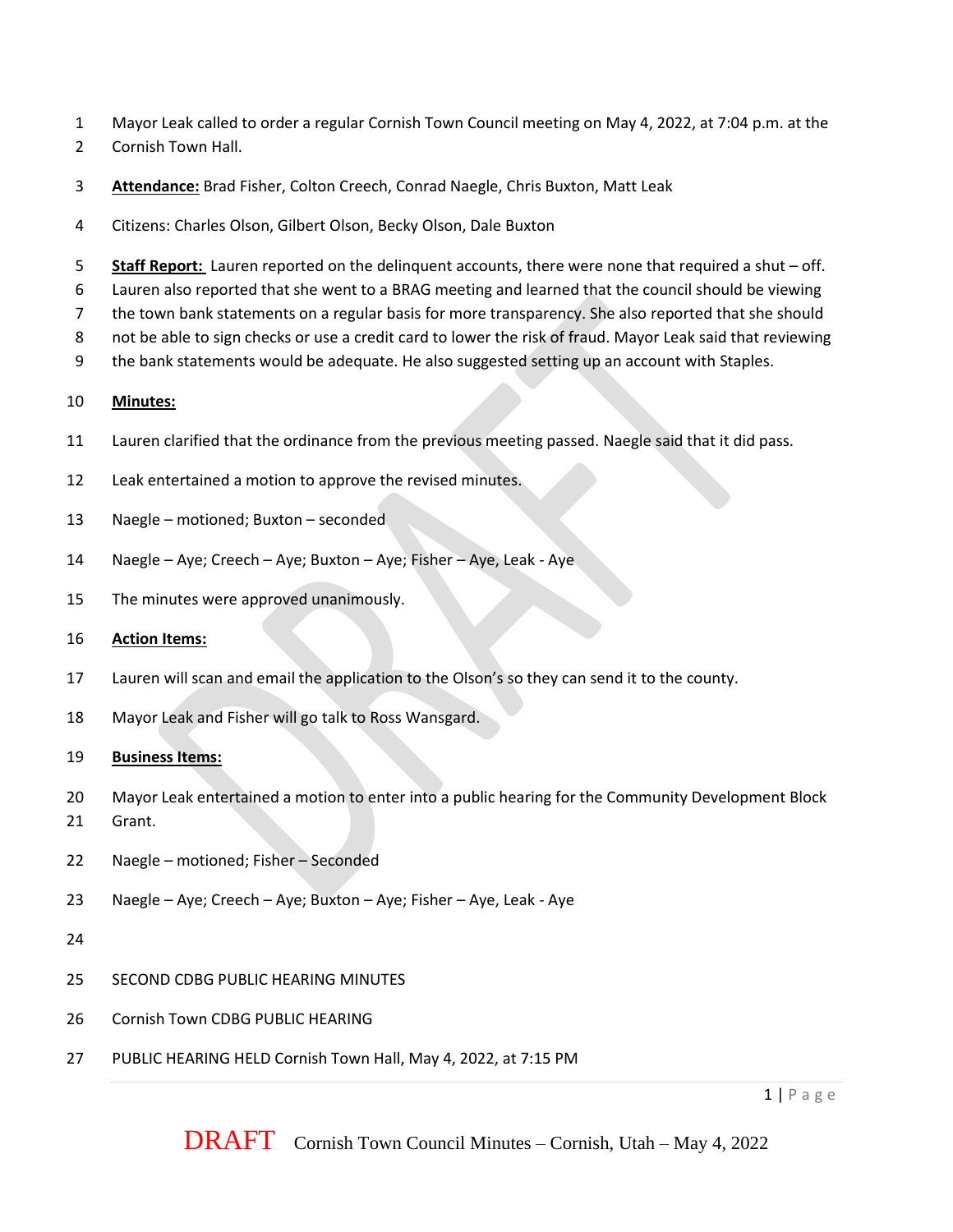Mayor Leak called to order a regular Cornish Town Council meeting on May 4, 2022, at 7:04 p.m. at the Cornish Town Hall.

**Attendance:** Brad Fisher, Colton Creech, Conrad Naegle, Chris Buxton, Matt Leak

Citizens: Charles Olson, Gilbert Olson, Becky Olson, Dale Buxton

**Staff Report:** Lauren reported on the delinquent accounts, there were none that required a shut – off. Lauren also reported that she went to a BRAG meeting and learned that the council should be viewing the town bank statements on a regular basis for more transparency. She also reported that she should not be able to sign checks or use a credit card to lower the risk of fraud. Mayor Leak said that reviewing the bank statements would be adequate. He also suggested setting up an account with Staples.

**Minutes:**

Lauren clarified that the ordinance from the previous meeting passed. Naegle said that it did pass.

Leak entertained a motion to approve the revised minutes.

Naegle – motioned; Buxton – seconded

Naegle – Aye; Creech – Aye; Buxton – Aye; Fisher – Aye, Leak - Aye

The minutes were approved unanimously.

**Action Items:**

Lauren will scan and email the application to the Olson's so they can send it to the county.

Mayor Leak and Fisher will go talk to Ross Wansgard.

**Business Items:**

Mayor Leak entertained a motion to enter into a public hearing for the Community Development Block Grant.

Naegle – motioned; Fisher – Seconded

Naegle – Aye; Creech – Aye; Buxton – Aye; Fisher – Aye, Leak - Aye

SECOND CDBG PUBLIC HEARING MINUTES

Cornish Town CDBG PUBLIC HEARING

PUBLIC HEARING HELD Cornish Town Hall, May 4, 2022, at 7:15 PM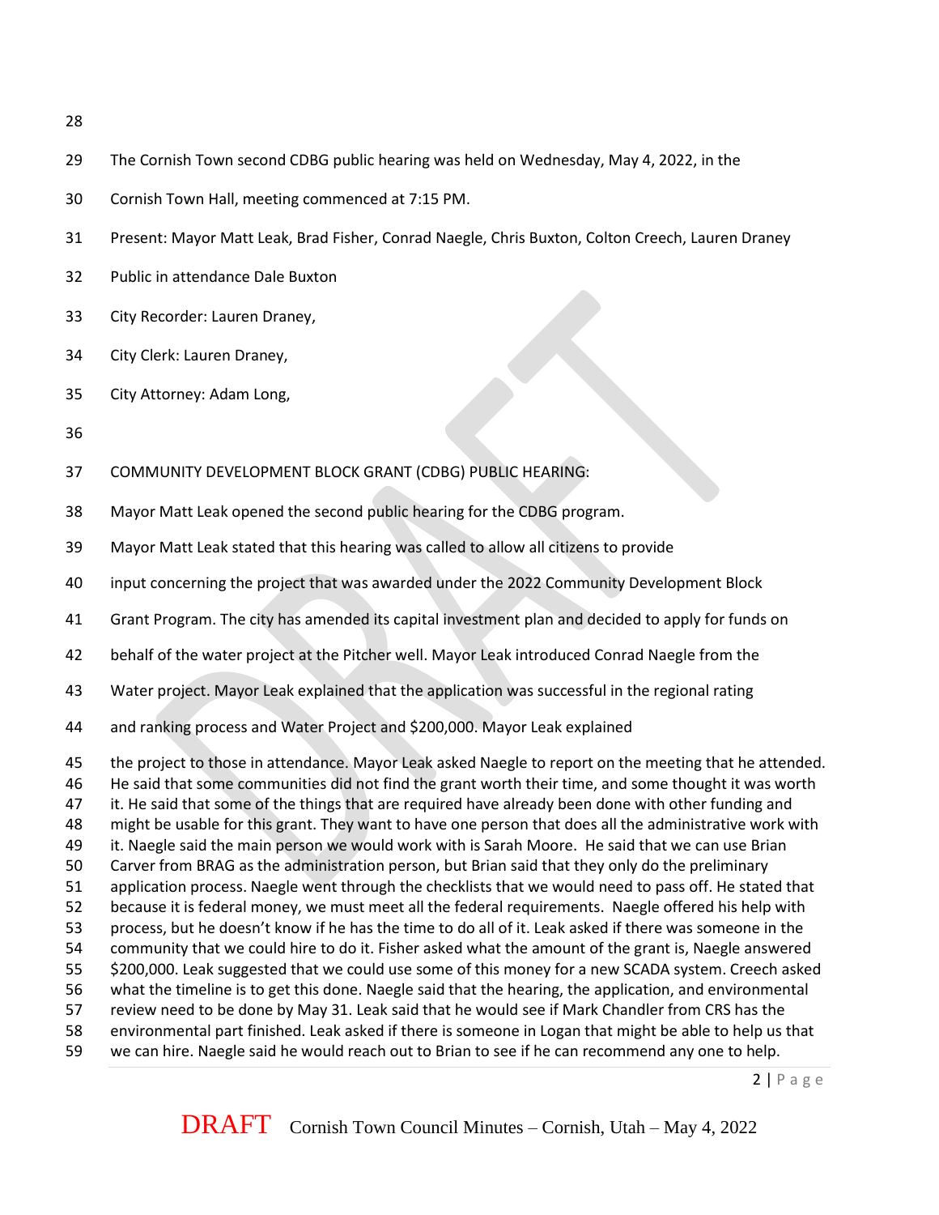The Cornish Town second CDBG public hearing was held on Wednesday, May 4, 2022, in the Cornish Town Hall, meeting commenced at 7:15 PM.

Present: Mayor Matt Leak, Brad Fisher, Conrad Naegle, Chris Buxton, Colton Creech, Lauren Draney

Public in attendance Dale Buxton

City Recorder: Lauren Draney,

City Clerk: Lauren Draney,

City Attorney: Adam Long,

COMMUNITY DEVELOPMENT BLOCK GRANT (CDBG) PUBLIC HEARING:

Mayor Matt Leak opened the second public hearing for the CDBG program.

Mayor Matt Leak stated that this hearing was called to allow all citizens to provide input concerning the project that was awarded under the 2022 Community Development Block Grant Program. The city has amended its capital investment plan and decided to apply for funds on behalf of the water project at the Pitcher well. Mayor Leak introduced Conrad Naegle from the Water project. Mayor Leak explained that the application was successful in the regional rating and ranking process and Water Project and $200,000. Mayor Leak explained the project to those in attendance. Mayor Leak asked Naegle to report on the meeting that he attended. He said that some communities did not find the grant worth their time, and some thought it was worth it. He said that some of the things that are required have already been done with other funding and might be usable for this grant. They want to have one person that does all the administrative work with it. Naegle said the main person we would work with is Sarah Moore. He said that we can use Brian Carver from BRAG as the administration person, but Brian said that they only do the preliminary application process. Naegle went through the checklists that we would need to pass off. He stated that because it is federal money, we must meet all the federal requirements. Naegle offered his help with process, but he doesn't know if he has the time to do all of it. Leak asked if there was someone in the community that we could hire to do it. Fisher asked what the amount of the grant is, Naegle answered $200,000. Leak suggested that we could use some of this money for a new SCADA system. Creech asked what the timeline is to get this done. Naegle said that the hearing, the application, and environmental review need to be done by May 31. Leak said that he would see if Mark Chandler from CRS has the environmental part finished. Leak asked if there is someone in Logan that might be able to help us that we can hire. Naegle said he would reach out to Brian to see if he can recommend any one to help.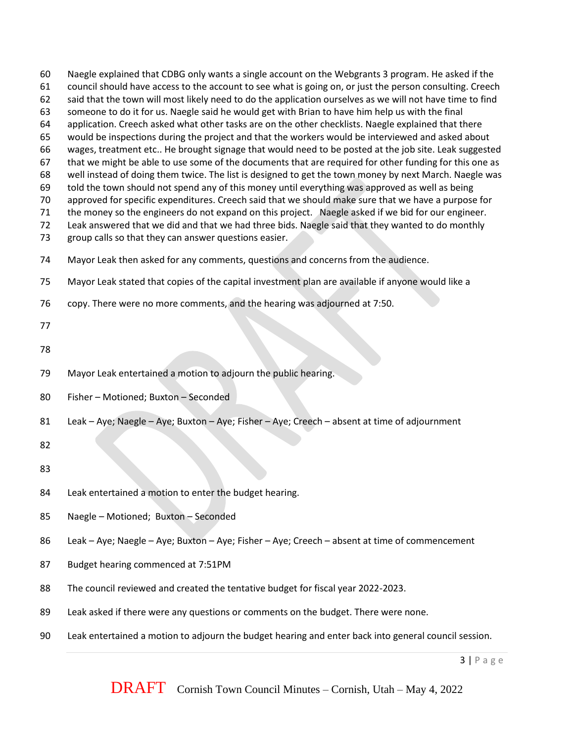60 Naegle explained that CDBG only wants a single account on the Webgrants 3 program. He asked if the
61 council should have access to the account to see what is going on, or just the person consulting. Creech
62 said that the town will most likely need to do the application ourselves as we will not have time to find
63 someone to do it for us. Naegle said he would get with Brian to have him help us with the final
64 application. Creech asked what other tasks are on the other checklists. Naegle explained that there
65 would be inspections during the project and that the workers would be interviewed and asked about
66 wages, treatment etc.. He brought signage that would need to be posted at the job site. Leak suggested
67 that we might be able to use some of the documents that are required for other funding for this one as
68 well instead of doing them twice. The list is designed to get the town money by next March. Naegle was
69 told the town should not spend any of this money until everything was approved as well as being
70 approved for specific expenditures. Creech said that we should make sure that we have a purpose for
71 the money so the engineers do not expand on this project. Naegle asked if we bid for our engineer.
72 Leak answered that we did and that we had three bids. Naegle said that they wanted to do monthly
73 group calls so that they can answer questions easier.

74 Mayor Leak then asked for any comments, questions and concerns from the audience.

75 Mayor Leak stated that copies of the capital investment plan are available if anyone would like a

76 copy. There were no more comments, and the hearing was adjourned at 7:50.

77

78

79 Mayor Leak entertained a motion to adjourn the public hearing.

80 Fisher – Motioned; Buxton – Seconded

81 Leak – Aye; Naegle – Aye; Buxton – Aye; Fisher – Aye; Creech – absent at time of adjournment

82

83

84 Leak entertained a motion to enter the budget hearing.

85 Naegle – Motioned; Buxton – Seconded

86 Leak – Aye; Naegle – Aye; Buxton – Aye; Fisher – Aye; Creech – absent at time of commencement

87 Budget hearing commenced at 7:51PM

88 The council reviewed and created the tentative budget for fiscal year 2022-2023.

89 Leak asked if there were any questions or comments on the budget. There were none.

90 Leak entertained a motion to adjourn the budget hearing and enter back into general council session.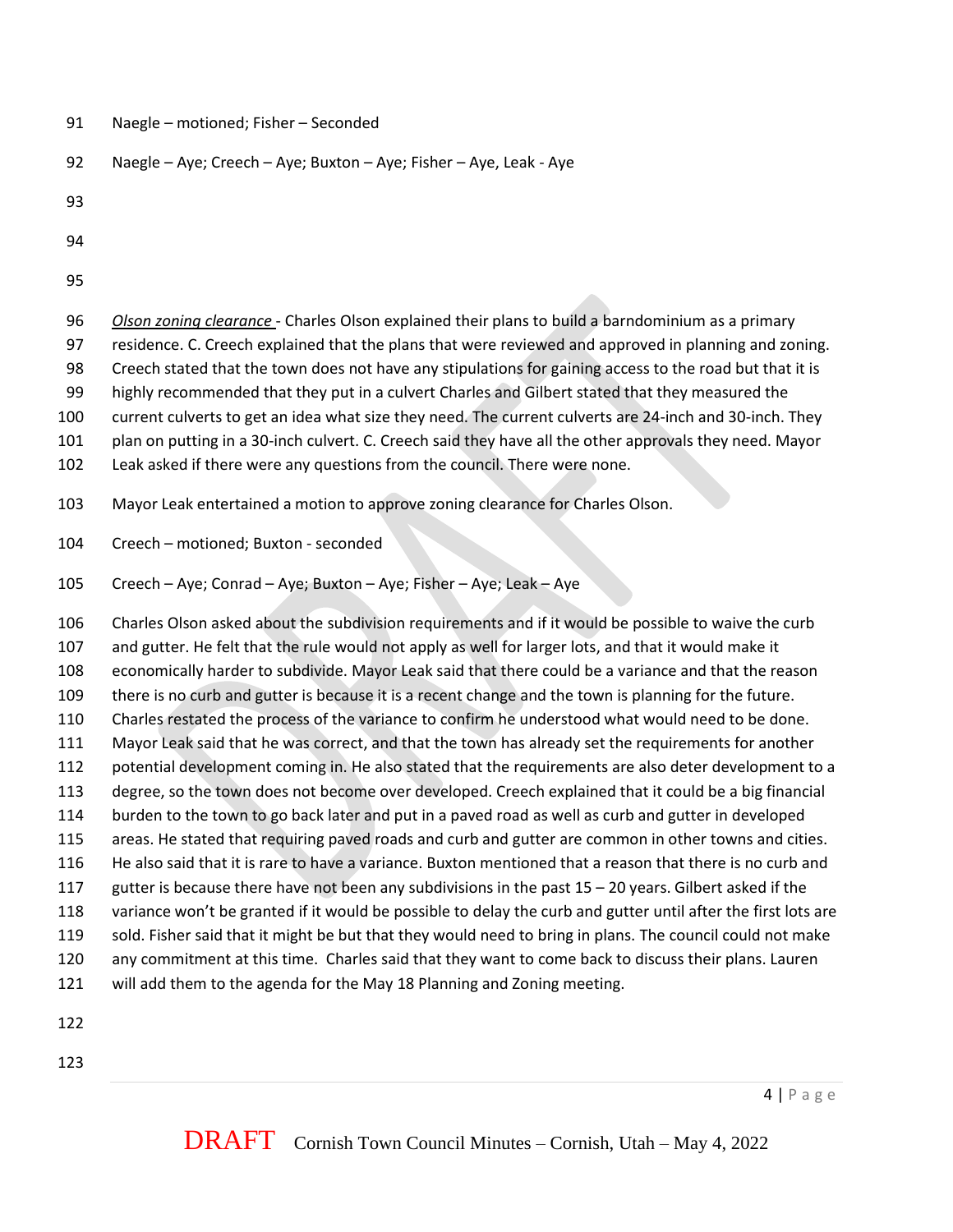Naegle – motioned; Fisher – Seconded

Naegle – Aye; Creech – Aye; Buxton – Aye; Fisher – Aye, Leak - Aye

*Olson zoning clearance* - Charles Olson explained their plans to build a barndominium as a primary residence. C. Creech explained that the plans that were reviewed and approved in planning and zoning. Creech stated that the town does not have any stipulations for gaining access to the road but that it is highly recommended that they put in a culvert Charles and Gilbert stated that they measured the current culverts to get an idea what size they need. The current culverts are 24-inch and 30-inch. They plan on putting in a 30-inch culvert. C. Creech said they have all the other approvals they need. Mayor Leak asked if there were any questions from the council. There were none.

Mayor Leak entertained a motion to approve zoning clearance for Charles Olson.

Creech – motioned; Buxton - seconded

Creech – Aye; Conrad – Aye; Buxton – Aye; Fisher – Aye; Leak – Aye

Charles Olson asked about the subdivision requirements and if it would be possible to waive the curb and gutter. He felt that the rule would not apply as well for larger lots, and that it would make it economically harder to subdivide. Mayor Leak said that there could be a variance and that the reason there is no curb and gutter is because it is a recent change and the town is planning for the future. Charles restated the process of the variance to confirm he understood what would need to be done. Mayor Leak said that he was correct, and that the town has already set the requirements for another potential development coming in. He also stated that the requirements are also deter development to a degree, so the town does not become over developed. Creech explained that it could be a big financial burden to the town to go back later and put in a paved road as well as curb and gutter in developed areas. He stated that requiring paved roads and curb and gutter are common in other towns and cities. He also said that it is rare to have a variance. Buxton mentioned that a reason that there is no curb and gutter is because there have not been any subdivisions in the past 15 – 20 years. Gilbert asked if the variance won't be granted if it would be possible to delay the curb and gutter until after the first lots are sold. Fisher said that it might be but that they would need to bring in plans. The council could not make any commitment at this time. Charles said that they want to come back to discuss their plans. Lauren will add them to the agenda for the May 18 Planning and Zoning meeting.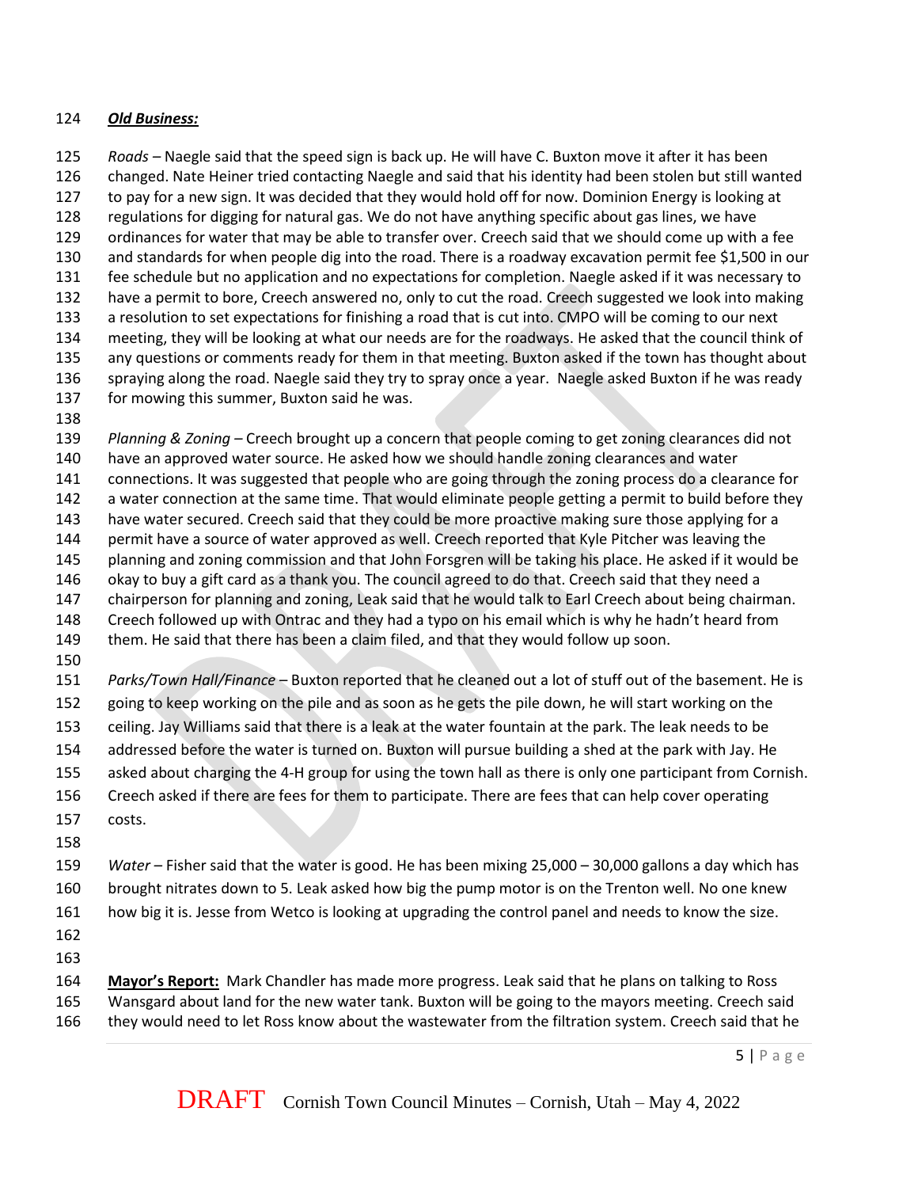***Old Business:***

*Roads* – Naegle said that the speed sign is back up. He will have C. Buxton move it after it has been changed. Nate Heiner tried contacting Naegle and said that his identity had been stolen but still wanted to pay for a new sign. It was decided that they would hold off for now. Dominion Energy is looking at regulations for digging for natural gas. We do not have anything specific about gas lines, we have ordinances for water that may be able to transfer over. Creech said that we should come up with a fee and standards for when people dig into the road. There is a roadway excavation permit fee $1,500 in our fee schedule but no application and no expectations for completion. Naegle asked if it was necessary to have a permit to bore, Creech answered no, only to cut the road. Creech suggested we look into making a resolution to set expectations for finishing a road that is cut into. CMPO will be coming to our next meeting, they will be looking at what our needs are for the roadways. He asked that the council think of any questions or comments ready for them in that meeting. Buxton asked if the town has thought about spraying along the road. Naegle said they try to spray once a year. Naegle asked Buxton if he was ready for mowing this summer, Buxton said he was.

*Planning & Zoning* – Creech brought up a concern that people coming to get zoning clearances did not have an approved water source. He asked how we should handle zoning clearances and water connections. It was suggested that people who are going through the zoning process do a clearance for a water connection at the same time. That would eliminate people getting a permit to build before they have water secured. Creech said that they could be more proactive making sure those applying for a permit have a source of water approved as well. Creech reported that Kyle Pitcher was leaving the planning and zoning commission and that John Forsgren will be taking his place. He asked if it would be okay to buy a gift card as a thank you. The council agreed to do that. Creech said that they need a chairperson for planning and zoning, Leak said that he would talk to Earl Creech about being chairman. Creech followed up with Ontrac and they had a typo on his email which is why he hadn't heard from them. He said that there has been a claim filed, and that they would follow up soon.

*Parks/Town Hall/Finance* – Buxton reported that he cleaned out a lot of stuff out of the basement. He is going to keep working on the pile and as soon as he gets the pile down, he will start working on the ceiling. Jay Williams said that there is a leak at the water fountain at the park. The leak needs to be addressed before the water is turned on. Buxton will pursue building a shed at the park with Jay. He asked about charging the 4-H group for using the town hall as there is only one participant from Cornish. Creech asked if there are fees for them to participate. There are fees that can help cover operating costs.

*Water* – Fisher said that the water is good. He has been mixing 25,000 – 30,000 gallons a day which has brought nitrates down to 5. Leak asked how big the pump motor is on the Trenton well. No one knew how big it is. Jesse from Wetco is looking at upgrading the control panel and needs to know the size.

**Mayor's Report:** Mark Chandler has made more progress. Leak said that he plans on talking to Ross Wansgard about land for the new water tank. Buxton will be going to the mayors meeting. Creech said they would need to let Ross know about the wastewater from the filtration system. Creech said that he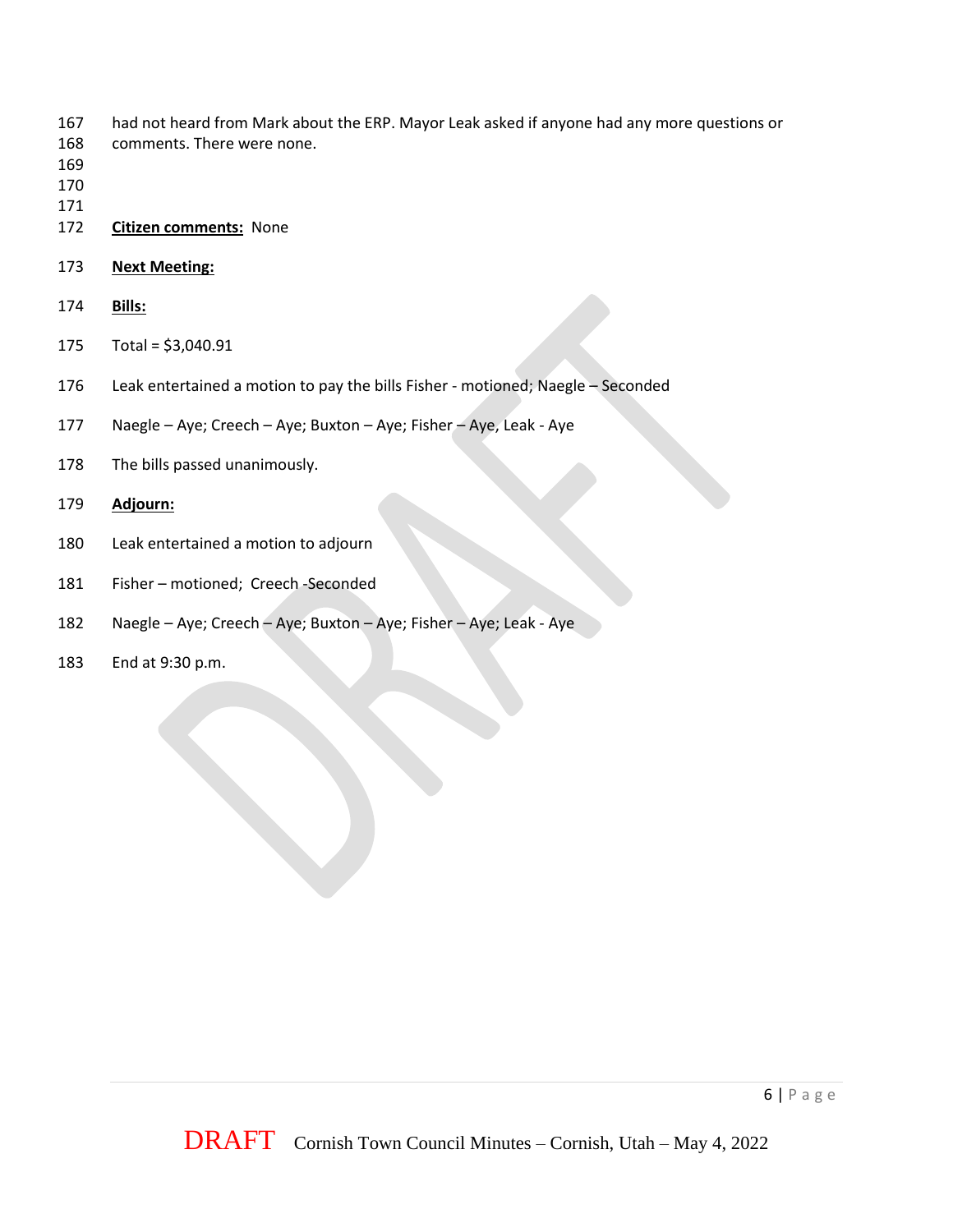had not heard from Mark about the ERP. Mayor Leak asked if anyone had any more questions or comments. There were none.

**Citizen comments:** None

**Next Meeting:**

**Bills:**

Total = $3,040.91

Leak entertained a motion to pay the bills Fisher - motioned; Naegle – Seconded

Naegle – Aye; Creech – Aye; Buxton – Aye; Fisher – Aye, Leak - Aye

The bills passed unanimously.

**Adjourn:**

Leak entertained a motion to adjourn

Fisher – motioned; Creech -Seconded

Naegle – Aye; Creech – Aye; Buxton – Aye; Fisher – Aye; Leak - Aye

End at 9:30 p.m.